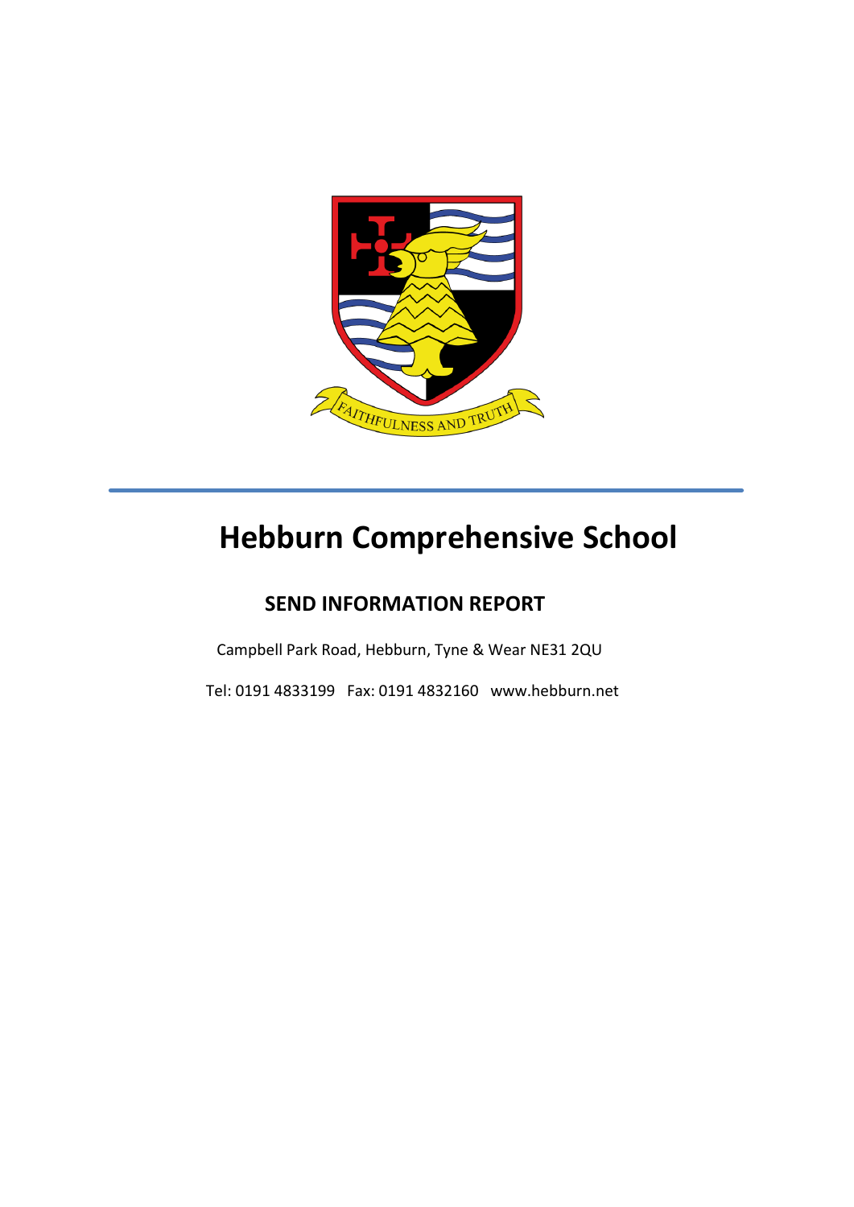# Hebburn Comprehensive School

## SEND INFORMATION REPORT

Campbell Park Road, Hebburn, Tyne & Wear NE31 2QU

Tel: 0191 4833199 Fax: 0191 4832160 www.hebburn.net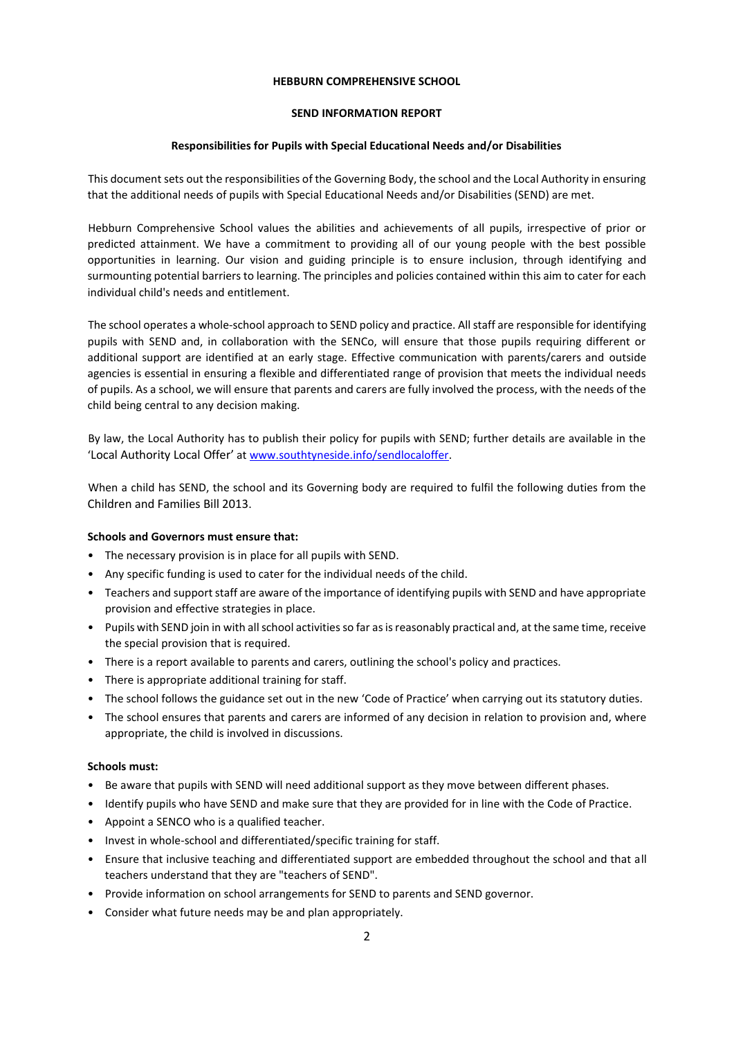**HEBBURN COMPREHENSIVE SCHOOL**

**SEND INFORMATION REPORT**

**Responsibilities for Pupils with Special Educational Needs and/or Disabilities**

This document sets out the responsibilities of the Governing Body, the school and the Local Authority in ensuring that the additional needs of pupils with Special Educational Needs and/or Disabilities (SEND) are met.

Hebburn Comprehensive School values the abilities and achievements of all pupils, irrespective of prior or predicted attainment. We have a commitment to providing all of our young people with the best possible opportunities in learning. Our vision and guiding principle is to ensure inclusion, through identifying and surmounting potential barriers to learning. The principles and policies contained within this aim to cater for each individual child's needs and entitlement.

The school operates a whole-school approach to SEND policy and practice. All staff are responsible for identifying pupils with SEND and, in collaboration with the SENCo, will ensure that those pupils requiring different or additional support are identified at an early stage. Effective communication with parents/carers and outside agencies is essential in ensuring a flexible and differentiated range of provision that meets the individual needs of pupils. As a school, we will ensure that parents and carers are fully involved the process, with the needs of the child being central to any decision making.

By law, the Local Authority has to publish their policy for pupils with SEND; further details are available in the 'Local Authority Local Offer' at [www.southtyneside.info/sendlocaloffer](www.southtyneside.info/sendlocaloffer).

When a child has SEND, the school and its Governing body are required to fulfil the following duties from the Children and Families Bill 2013.

**Schools and Governors must ensure that:**

- The necessary provision is in place for all pupils with SEND.
- Any specific funding is used to cater for the individual needs of the child.
- Teachers and support staff are aware of the importance of identifying pupils with SEND and have appropriate provision and effective strategies in place.
- Pupils with SEND join in with all school activities so far as is reasonably practical and, at the same time, receive the special provision that is required.
- There is a report available to parents and carers, outlining the school's policy and practices.
- There is appropriate additional training for staff.
- The school follows the guidance set out in the new 'Code of Practice' when carrying out its statutory duties.
- The school ensures that parents and carers are informed of any decision in relation to provision and, where appropriate, the child is involved in discussions.

**Schools must:**

- Be aware that pupils with SEND will need additional support as they move between different phases.
- Identify pupils who have SEND and make sure that they are provided for in line with the Code of Practice.
- Appoint a SENCO who is a qualified teacher.
- Invest in whole-school and differentiated/specific training for staff.
- Ensure that inclusive teaching and differentiated support are embedded throughout the school and that all teachers understand that they are "teachers of SEND".
- Provide information on school arrangements for SEND to parents and SEND governor.
- Consider what future needs may be and plan appropriately.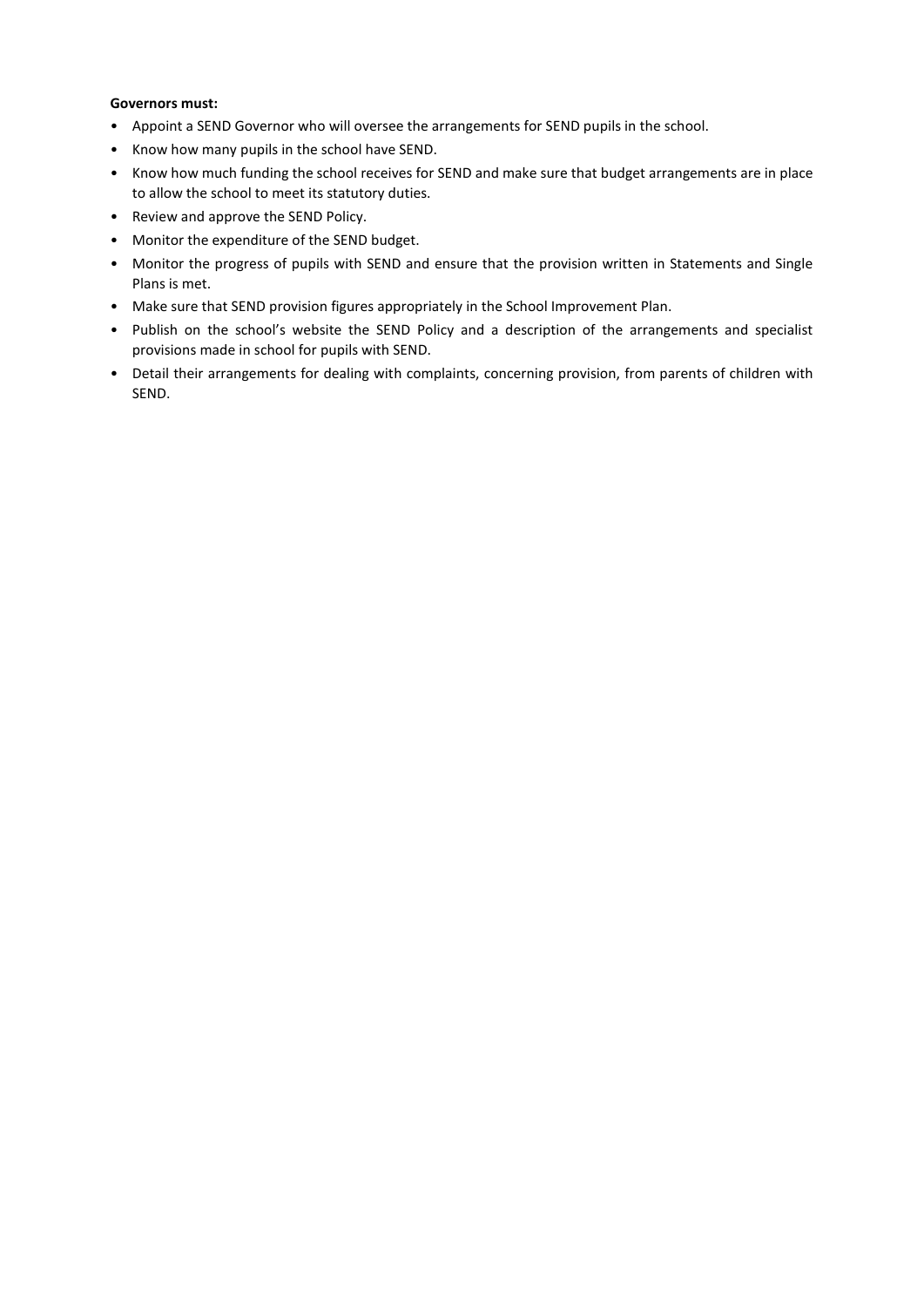**Governors must:**

- Appoint a SEND Governor who will oversee the arrangements for SEND pupils in the school.
- Know how many pupils in the school have SEND.
- Know how much funding the school receives for SEND and make sure that budget arrangements are in place to allow the school to meet its statutory duties.
- Review and approve the SEND Policy.
- Monitor the expenditure of the SEND budget.
- Monitor the progress of pupils with SEND and ensure that the provision written in Statements and Single Plans is met.
- Make sure that SEND provision figures appropriately in the School Improvement Plan.
- Publish on the school's website the SEND Policy and a description of the arrangements and specialist provisions made in school for pupils with SEND.
- Detail their arrangements for dealing with complaints, concerning provision, from parents of children with SEND.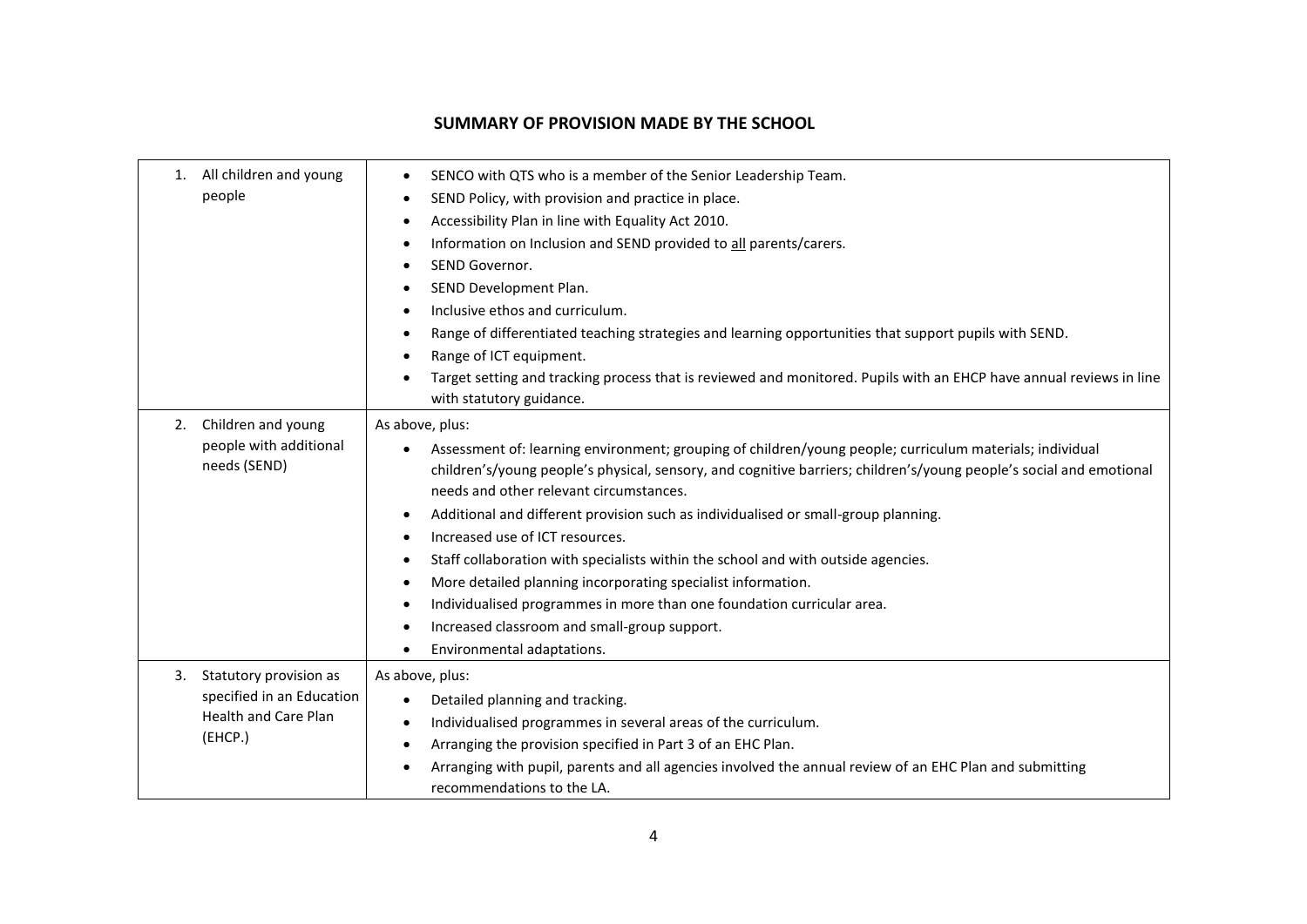# SUMMARY OF PROVISION MADE BY THE SCHOOL

| | |
|---|---|
| 1. All children and young people | • SENCO with QTS who is a member of the Senior Leadership Team.<br>• SEND Policy, with provision and practice in place.<br>• Accessibility Plan in line with Equality Act 2010.<br>• Information on Inclusion and SEND provided to <u>all</u> parents/carers.<br>• SEND Governor.<br>• SEND Development Plan.<br>• Inclusive ethos and curriculum.<br>• Range of differentiated teaching strategies and learning opportunities that support pupils with SEND.<br>• Range of ICT equipment.<br>• Target setting and tracking process that is reviewed and monitored. Pupils with an EHCP have annual reviews in line with statutory guidance. |
| 2. Children and young people with additional needs (SEND) | As above, plus:<br>• Assessment of: learning environment; grouping of children/young people; curriculum materials; individual children's/young people's physical, sensory, and cognitive barriers; children's/young people's social and emotional needs and other relevant circumstances.<br>• Additional and different provision such as individualised or small-group planning.<br>• Increased use of ICT resources.<br>• Staff collaboration with specialists within the school and with outside agencies.<br>• More detailed planning incorporating specialist information.<br>• Individualised programmes in more than one foundation curricular area.<br>• Increased classroom and small-group support.<br>• Environmental adaptations. |
| 3. Statutory provision as specified in an Education Health and Care Plan (EHCP.) | As above, plus:<br>• Detailed planning and tracking.<br>• Individualised programmes in several areas of the curriculum.<br>• Arranging the provision specified in Part 3 of an EHC Plan.<br>• Arranging with pupil, parents and all agencies involved the annual review of an EHC Plan and submitting recommendations to the LA. |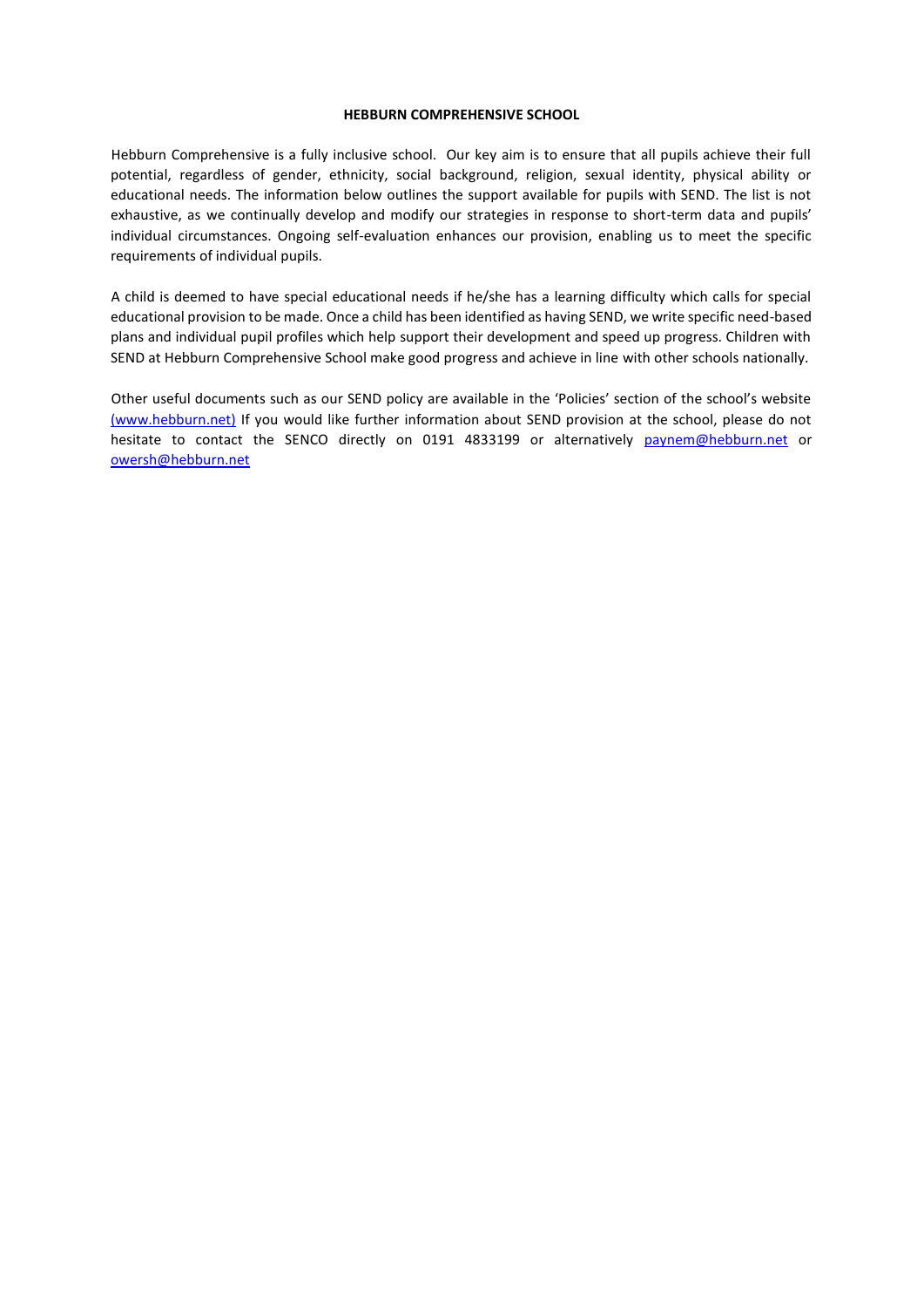**HEBBURN COMPREHENSIVE SCHOOL**

Hebburn Comprehensive is a fully inclusive school. Our key aim is to ensure that all pupils achieve their full potential, regardless of gender, ethnicity, social background, religion, sexual identity, physical ability or educational needs. The information below outlines the support available for pupils with SEND. The list is not exhaustive, as we continually develop and modify our strategies in response to short-term data and pupils' individual circumstances. Ongoing self-evaluation enhances our provision, enabling us to meet the specific requirements of individual pupils.

A child is deemed to have special educational needs if he/she has a learning difficulty which calls for special educational provision to be made. Once a child has been identified as having SEND, we write specific need-based plans and individual pupil profiles which help support their development and speed up progress. Children with SEND at Hebburn Comprehensive School make good progress and achieve in line with other schools nationally.

Other useful documents such as our SEND policy are available in the 'Policies' section of the school's website (www.hebburn.net) If you would like further information about SEND provision at the school, please do not hesitate to contact the SENCO directly on 0191 4833199 or alternatively paynem@hebburn.net or owersh@hebburn.net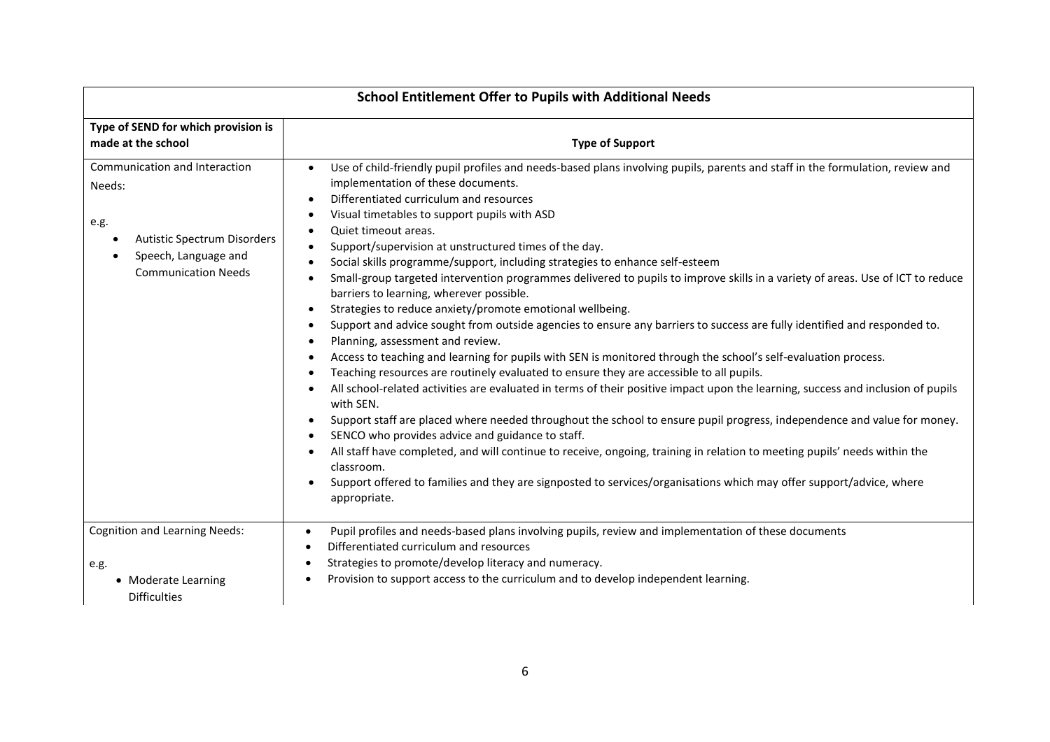| School Entitlement Offer to Pupils with Additional Needs | |
|---|---|
| **Type of SEND for which provision is made at the school** | **Type of Support** |
| Communication and Interaction Needs:<br><br>e.g.<br>• Autistic Spectrum Disorders<br>• Speech, Language and Communication Needs | • Use of child-friendly pupil profiles and needs-based plans involving pupils, parents and staff in the formulation, review and implementation of these documents.<br>• Differentiated curriculum and resources<br>• Visual timetables to support pupils with ASD<br>• Quiet timeout areas.<br>• Support/supervision at unstructured times of the day.<br>• Social skills programme/support, including strategies to enhance self-esteem<br>• Small-group targeted intervention programmes delivered to pupils to improve skills in a variety of areas. Use of ICT to reduce barriers to learning, wherever possible.<br>• Strategies to reduce anxiety/promote emotional wellbeing.<br>• Support and advice sought from outside agencies to ensure any barriers to success are fully identified and responded to.<br>• Planning, assessment and review.<br>• Access to teaching and learning for pupils with SEN is monitored through the school's self-evaluation process.<br>• Teaching resources are routinely evaluated to ensure they are accessible to all pupils.<br>• All school-related activities are evaluated in terms of their positive impact upon the learning, success and inclusion of pupils with SEN.<br>• Support staff are placed where needed throughout the school to ensure pupil progress, independence and value for money.<br>• SENCO who provides advice and guidance to staff.<br>• All staff have completed, and will continue to receive, ongoing, training in relation to meeting pupils' needs within the classroom.<br>• Support offered to families and they are signposted to services/organisations which may offer support/advice, where appropriate. |
| Cognition and Learning Needs:<br><br>e.g.<br>• Moderate Learning Difficulties | • Pupil profiles and needs-based plans involving pupils, review and implementation of these documents<br>• Differentiated curriculum and resources<br>• Strategies to promote/develop literacy and numeracy.<br>• Provision to support access to the curriculum and to develop independent learning. |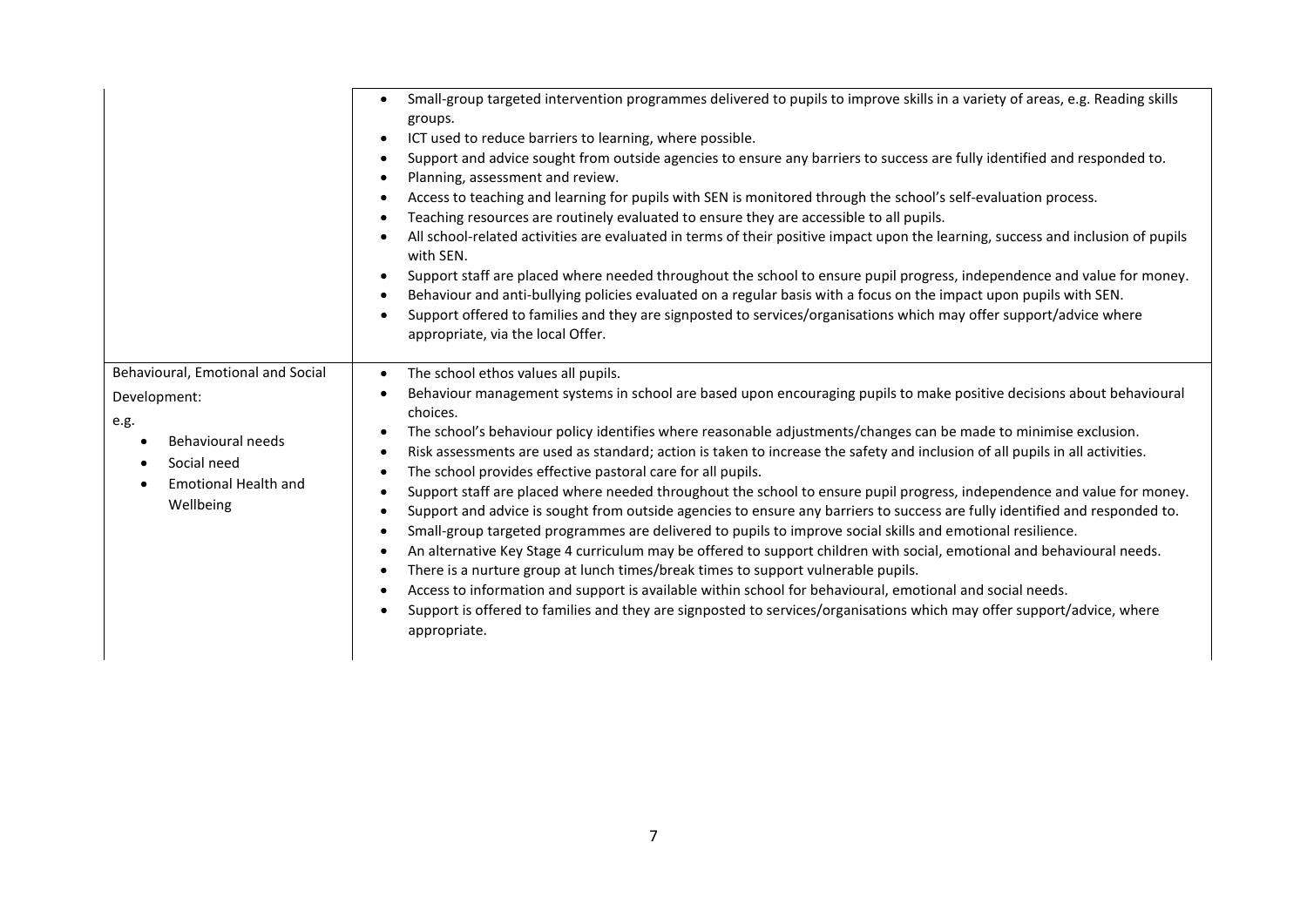| | |
|---|---|
| | • Small-group targeted intervention programmes delivered to pupils to improve skills in a variety of areas, e.g. Reading skills groups.<br>• ICT used to reduce barriers to learning, where possible.<br>• Support and advice sought from outside agencies to ensure any barriers to success are fully identified and responded to.<br>• Planning, assessment and review.<br>• Access to teaching and learning for pupils with SEN is monitored through the school's self-evaluation process.<br>• Teaching resources are routinely evaluated to ensure they are accessible to all pupils.<br>• All school-related activities are evaluated in terms of their positive impact upon the learning, success and inclusion of pupils with SEN.<br>• Support staff are placed where needed throughout the school to ensure pupil progress, independence and value for money.<br>• Behaviour and anti-bullying policies evaluated on a regular basis with a focus on the impact upon pupils with SEN.<br>• Support offered to families and they are signposted to services/organisations which may offer support/advice where appropriate, via the local Offer. |
| Behavioural, Emotional and Social Development:<br>e.g.<br>• Behavioural needs<br>• Social need<br>• Emotional Health and Wellbeing | • The school ethos values all pupils.<br>• Behaviour management systems in school are based upon encouraging pupils to make positive decisions about behavioural choices.<br>• The school's behaviour policy identifies where reasonable adjustments/changes can be made to minimise exclusion.<br>• Risk assessments are used as standard; action is taken to increase the safety and inclusion of all pupils in all activities.<br>• The school provides effective pastoral care for all pupils.<br>• Support staff are placed where needed throughout the school to ensure pupil progress, independence and value for money.<br>• Support and advice is sought from outside agencies to ensure any barriers to success are fully identified and responded to.<br>• Small-group targeted programmes are delivered to pupils to improve social skills and emotional resilience.<br>• An alternative Key Stage 4 curriculum may be offered to support children with social, emotional and behavioural needs.<br>• There is a nurture group at lunch times/break times to support vulnerable pupils.<br>• Access to information and support is available within school for behavioural, emotional and social needs.<br>• Support is offered to families and they are signposted to services/organisations which may offer support/advice, where appropriate. |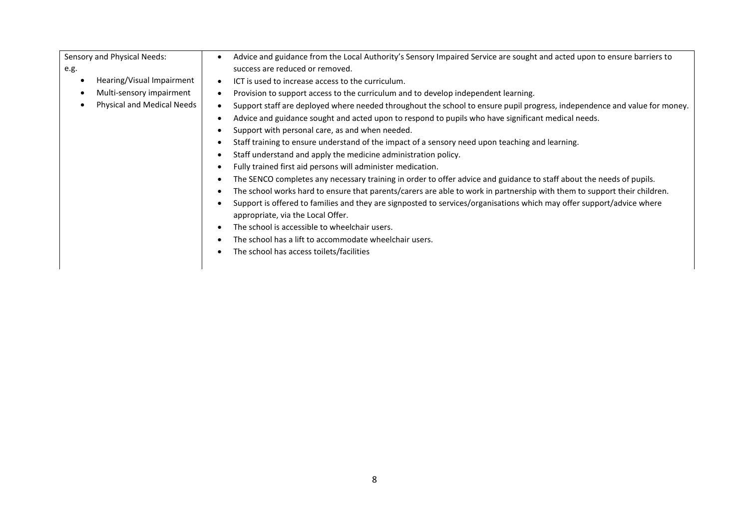| Sensory and Physical Needs:<br>e.g.<br>• Hearing/Visual Impairment<br>• Multi-sensory impairment<br>• Physical and Medical Needs | • Advice and guidance from the Local Authority's Sensory Impaired Service are sought and acted upon to ensure barriers to success are reduced or removed.<br>• ICT is used to increase access to the curriculum.<br>• Provision to support access to the curriculum and to develop independent learning.<br>• Support staff are deployed where needed throughout the school to ensure pupil progress, independence and value for money.<br>• Advice and guidance sought and acted upon to respond to pupils who have significant medical needs.<br>• Support with personal care, as and when needed.<br>• Staff training to ensure understand of the impact of a sensory need upon teaching and learning.<br>• Staff understand and apply the medicine administration policy.<br>• Fully trained first aid persons will administer medication.<br>• The SENCO completes any necessary training in order to offer advice and guidance to staff about the needs of pupils.<br>• The school works hard to ensure that parents/carers are able to work in partnership with them to support their children.<br>• Support is offered to families and they are signposted to services/organisations which may offer support/advice where appropriate, via the Local Offer.<br>• The school is accessible to wheelchair users.<br>• The school has a lift to accommodate wheelchair users.<br>• The school has access toilets/facilities |
|---|---|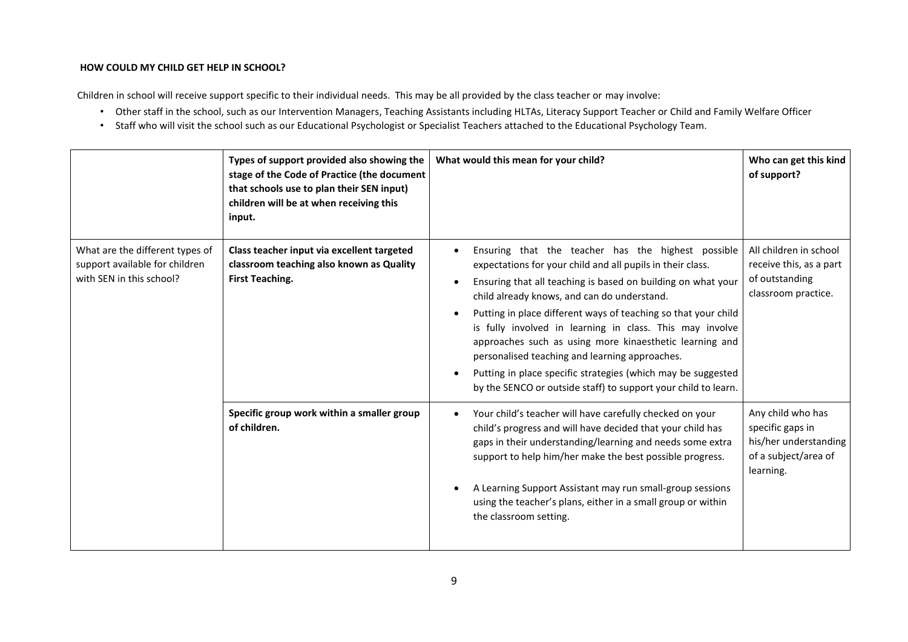**HOW COULD MY CHILD GET HELP IN SCHOOL?**

Children in school will receive support specific to their individual needs. This may be all provided by the class teacher or may involve:

- Other staff in the school, such as our Intervention Managers, Teaching Assistants including HLTAs, Literacy Support Teacher or Child and Family Welfare Officer
- Staff who will visit the school such as our Educational Psychologist or Specialist Teachers attached to the Educational Psychology Team.

| | **Types of support provided also showing the stage of the Code of Practice (the document that schools use to plan their SEN input) children will be at when receiving this input.** | **What would this mean for your child?** | **Who can get this kind of support?** |
|---|---|---|---|
| What are the different types of support available for children with SEN in this school? | **Class teacher input via excellent targeted classroom teaching also known as Quality First Teaching.** | • Ensuring that the teacher has the highest possible expectations for your child and all pupils in their class.<br>• Ensuring that all teaching is based on building on what your child already knows, and can do understand.<br>• Putting in place different ways of teaching so that your child is fully involved in learning in class. This may involve approaches such as using more kinaesthetic learning and personalised teaching and learning approaches.<br>• Putting in place specific strategies (which may be suggested by the SENCO or outside staff) to support your child to learn. | All children in school receive this, as a part of outstanding classroom practice. |
| | **Specific group work within a smaller group of children.** | • Your child's teacher will have carefully checked on your child's progress and will have decided that your child has gaps in their understanding/learning and needs some extra support to help him/her make the best possible progress.<br>• A Learning Support Assistant may run small-group sessions using the teacher's plans, either in a small group or within the classroom setting. | Any child who has specific gaps in his/her understanding of a subject/area of learning. |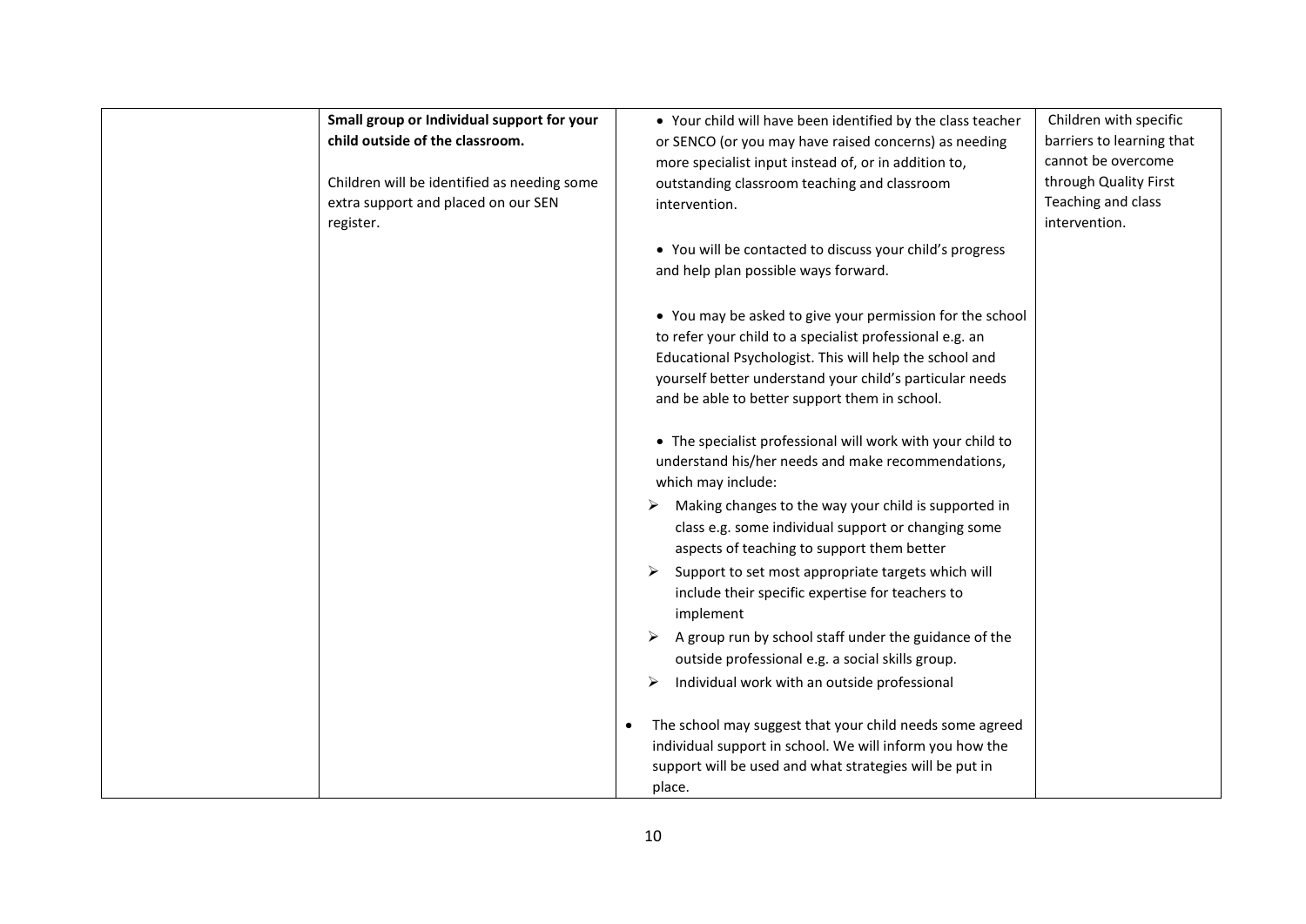|  |  |  |  |
|---|---|---|---|
|  | **Small group or Individual support for your child outside of the classroom.**<br><br>Children will be identified as needing some extra support and placed on our SEN register. | • Your child will have been identified by the class teacher or SENCO (or you may have raised concerns) as needing more specialist input instead of, or in addition to, outstanding classroom teaching and classroom intervention.<br><br>• You will be contacted to discuss your child's progress and help plan possible ways forward.<br><br>• You may be asked to give your permission for the school to refer your child to a specialist professional e.g. an Educational Psychologist. This will help the school and yourself better understand your child's particular needs and be able to better support them in school.<br><br>• The specialist professional will work with your child to understand his/her needs and make recommendations, which may include:<br>➢ Making changes to the way your child is supported in class e.g. some individual support or changing some aspects of teaching to support them better<br>➢ Support to set most appropriate targets which will include their specific expertise for teachers to implement<br>➢ A group run by school staff under the guidance of the outside professional e.g. a social skills group.<br>➢ Individual work with an outside professional<br><br>• The school may suggest that your child needs some agreed individual support in school. We will inform you how the support will be used and what strategies will be put in place. | Children with specific barriers to learning that cannot be overcome through Quality First Teaching and class intervention. |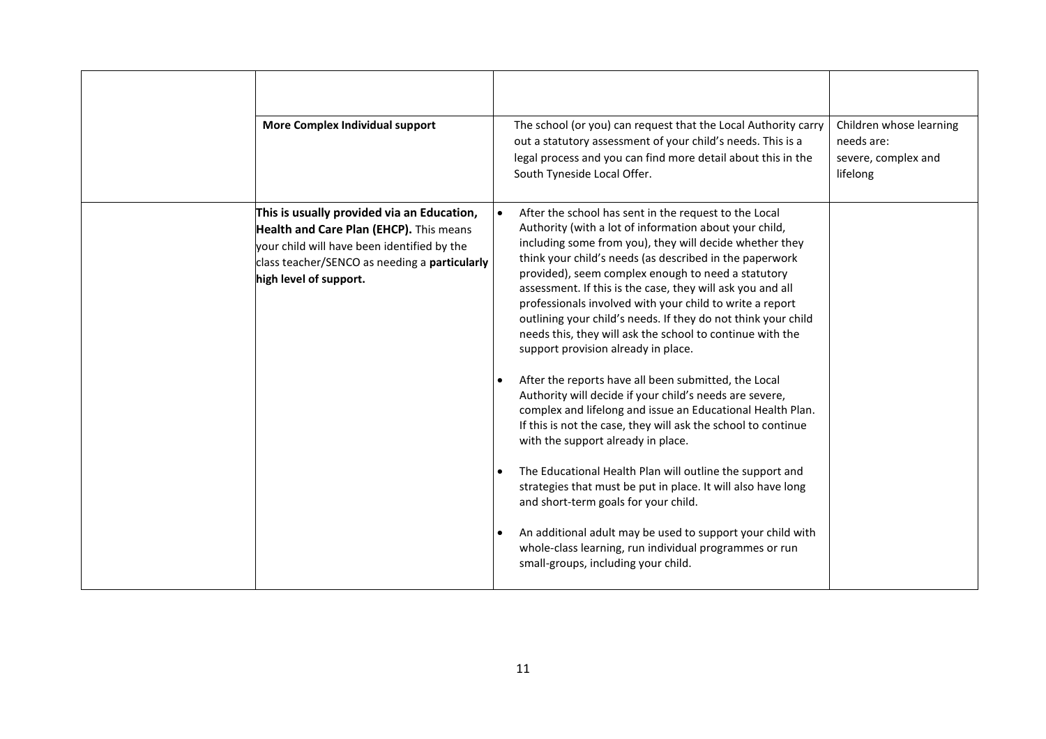| | | | |
|---|---|---|---|
| | **More Complex Individual support** | The school (or you) can request that the Local Authority carry out a statutory assessment of your child's needs. This is a legal process and you can find more detail about this in the South Tyneside Local Offer. | Children whose learning needs are:<br>severe, complex and lifelong |
| | **This is usually provided via an Education, Health and Care Plan (EHCP).** This means your child will have been identified by the class teacher/SENCO as needing a **particularly high level of support.** | • After the school has sent in the request to the Local Authority (with a lot of information about your child, including some from you), they will decide whether they think your child's needs (as described in the paperwork provided), seem complex enough to need a statutory assessment. If this is the case, they will ask you and all professionals involved with your child to write a report outlining your child's needs. If they do not think your child needs this, they will ask the school to continue with the support provision already in place.<br><br>• After the reports have all been submitted, the Local Authority will decide if your child's needs are severe, complex and lifelong and issue an Educational Health Plan. If this is not the case, they will ask the school to continue with the support already in place.<br><br>• The Educational Health Plan will outline the support and strategies that must be put in place. It will also have long and short-term goals for your child.<br><br>• An additional adult may be used to support your child with whole-class learning, run individual programmes or run small-groups, including your child. | |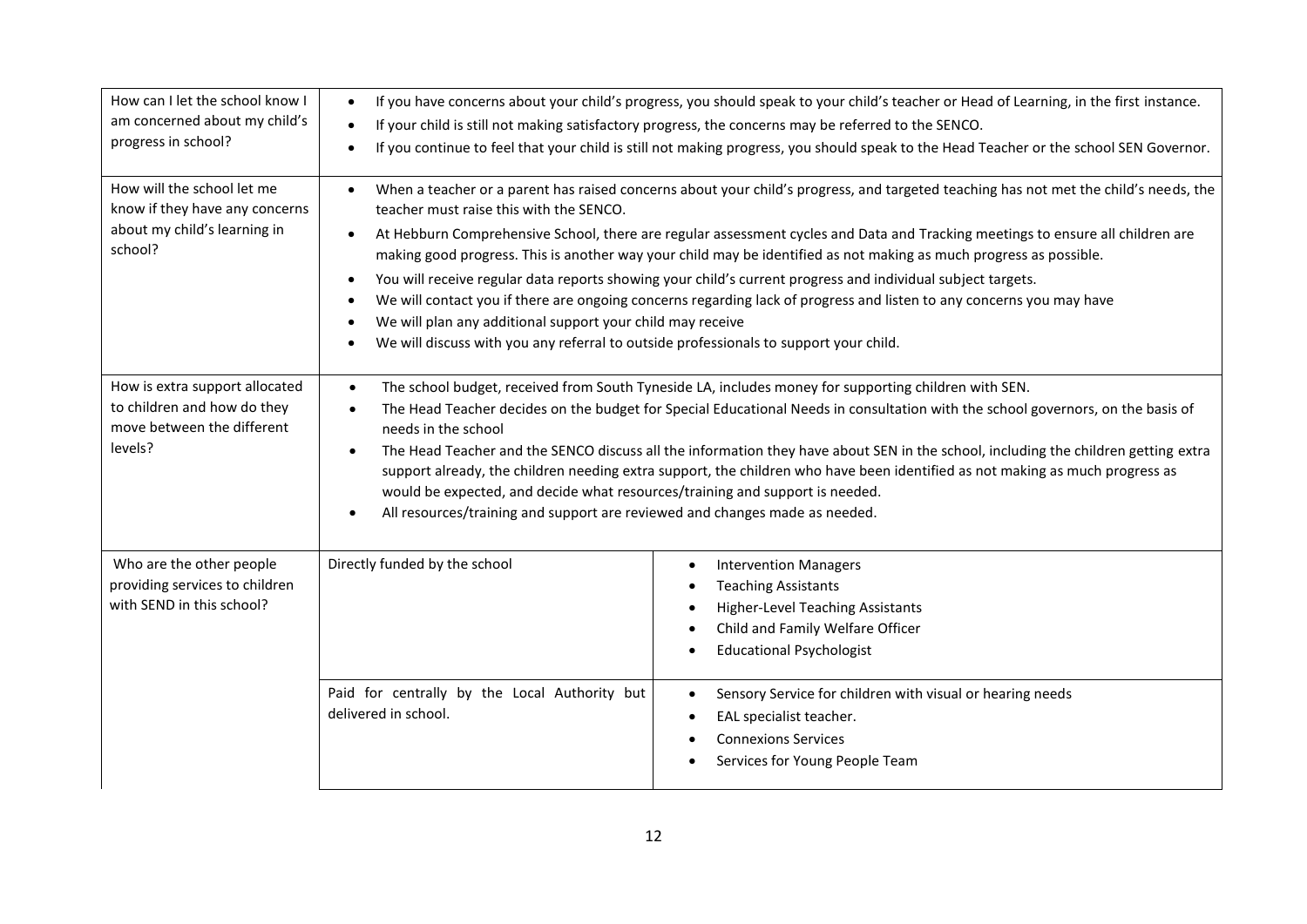| | | |
|---|---|---|
| How can I let the school know I am concerned about my child's progress in school? | • If you have concerns about your child's progress, you should speak to your child's teacher or Head of Learning, in the first instance.<br>• If your child is still not making satisfactory progress, the concerns may be referred to the SENCO.<br>• If you continue to feel that your child is still not making progress, you should speak to the Head Teacher or the school SEN Governor. | |
| How will the school let me know if they have any concerns about my child's learning in school? | • When a teacher or a parent has raised concerns about your child's progress, and targeted teaching has not met the child's needs, the teacher must raise this with the SENCO.<br>• At Hebburn Comprehensive School, there are regular assessment cycles and Data and Tracking meetings to ensure all children are making good progress. This is another way your child may be identified as not making as much progress as possible.<br>• You will receive regular data reports showing your child's current progress and individual subject targets.<br>• We will contact you if there are ongoing concerns regarding lack of progress and listen to any concerns you may have<br>• We will plan any additional support your child may receive<br>• We will discuss with you any referral to outside professionals to support your child. | |
| How is extra support allocated to children and how do they move between the different levels? | • The school budget, received from South Tyneside LA, includes money for supporting children with SEN.<br>• The Head Teacher decides on the budget for Special Educational Needs in consultation with the school governors, on the basis of needs in the school<br>• The Head Teacher and the SENCO discuss all the information they have about SEN in the school, including the children getting extra support already, the children needing extra support, the children who have been identified as not making as much progress as would be expected, and decide what resources/training and support is needed.<br>• All resources/training and support are reviewed and changes made as needed. | |
| Who are the other people providing services to children with SEND in this school? | Directly funded by the school | • Intervention Managers<br>• Teaching Assistants<br>• Higher-Level Teaching Assistants<br>• Child and Family Welfare Officer<br>• Educational Psychologist |
| | Paid for centrally by the Local Authority but delivered in school. | • Sensory Service for children with visual or hearing needs<br>• EAL specialist teacher.<br>• Connexions Services<br>• Services for Young People Team |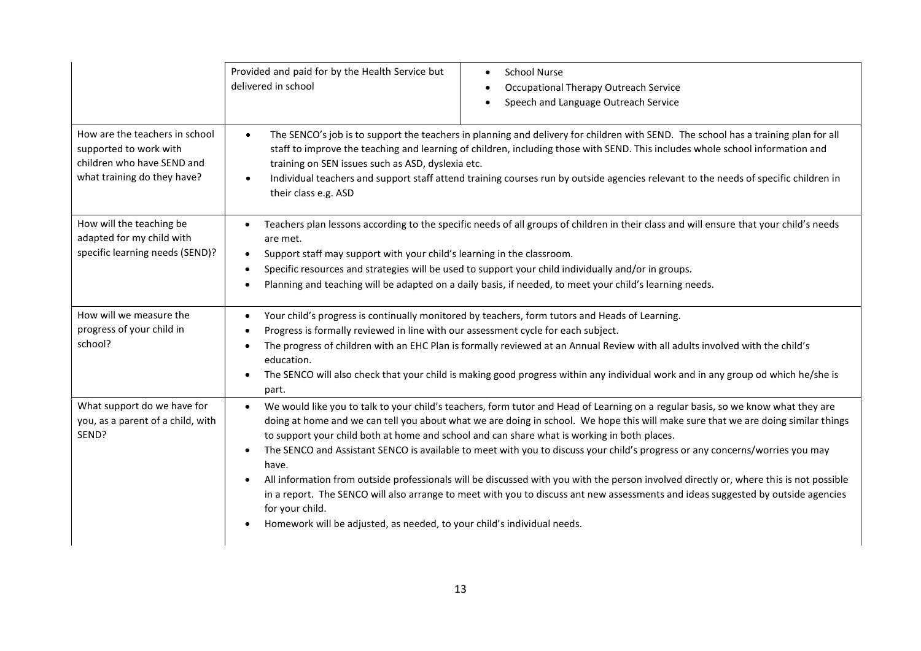| | | |
|---|---|---|
| | Provided and paid for by the Health Service but delivered in school | • School Nurse<br>• Occupational Therapy Outreach Service<br>• Speech and Language Outreach Service |
| How are the teachers in school supported to work with children who have SEND and what training do they have? | • The SENCO's job is to support the teachers in planning and delivery for children with SEND. The school has a training plan for all staff to improve the teaching and learning of children, including those with SEND. This includes whole school information and training on SEN issues such as ASD, dyslexia etc.<br>• Individual teachers and support staff attend training courses run by outside agencies relevant to the needs of specific children in their class e.g. ASD | |
| How will the teaching be adapted for my child with specific learning needs (SEND)? | • Teachers plan lessons according to the specific needs of all groups of children in their class and will ensure that your child's needs are met.<br>• Support staff may support with your child's learning in the classroom.<br>• Specific resources and strategies will be used to support your child individually and/or in groups.<br>• Planning and teaching will be adapted on a daily basis, if needed, to meet your child's learning needs. | |
| How will we measure the progress of your child in school? | • Your child's progress is continually monitored by teachers, form tutors and Heads of Learning.<br>• Progress is formally reviewed in line with our assessment cycle for each subject.<br>• The progress of children with an EHC Plan is formally reviewed at an Annual Review with all adults involved with the child's education.<br>• The SENCO will also check that your child is making good progress within any individual work and in any group od which he/she is part. | |
| What support do we have for you, as a parent of a child, with SEND? | • We would like you to talk to your child's teachers, form tutor and Head of Learning on a regular basis, so we know what they are doing at home and we can tell you about what we are doing in school. We hope this will make sure that we are doing similar things to support your child both at home and school and can share what is working in both places.<br>• The SENCO and Assistant SENCO is available to meet with you to discuss your child's progress or any concerns/worries you may have.<br>• All information from outside professionals will be discussed with you with the person involved directly or, where this is not possible in a report. The SENCO will also arrange to meet with you to discuss ant new assessments and ideas suggested by outside agencies for your child.<br>• Homework will be adjusted, as needed, to your child's individual needs. | |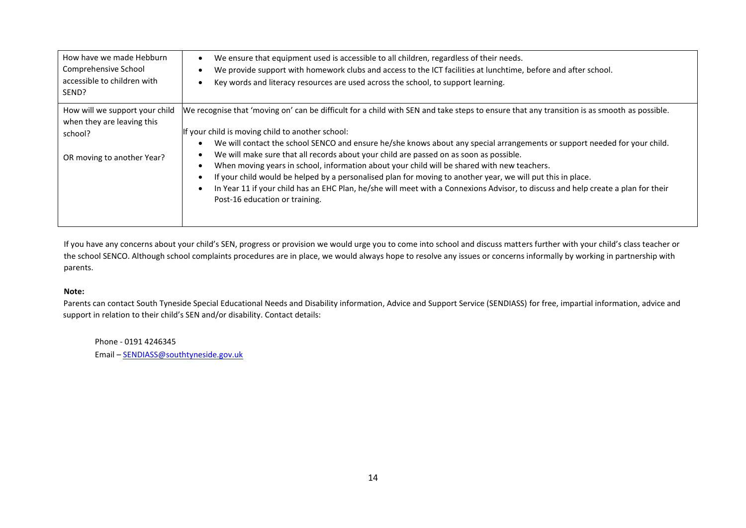| | |
|---|---|
| How have we made Hebburn Comprehensive School accessible to children with SEND? | • We ensure that equipment used is accessible to all children, regardless of their needs.<br>• We provide support with homework clubs and access to the ICT facilities at lunchtime, before and after school.<br>• Key words and literacy resources are used across the school, to support learning. |
| How will we support your child when they are leaving this school?<br><br>OR moving to another Year? | We recognise that 'moving on' can be difficult for a child with SEN and take steps to ensure that any transition is as smooth as possible.<br><br>If your child is moving child to another school:<br>• We will contact the school SENCO and ensure he/she knows about any special arrangements or support needed for your child.<br>• We will make sure that all records about your child are passed on as soon as possible.<br>• When moving years in school, information about your child will be shared with new teachers.<br>• If your child would be helped by a personalised plan for moving to another year, we will put this in place.<br>• In Year 11 if your child has an EHC Plan, he/she will meet with a Connexions Advisor, to discuss and help create a plan for their Post-16 education or training. |

If you have any concerns about your child's SEN, progress or provision we would urge you to come into school and discuss matters further with your child's class teacher or the school SENCO. Although school complaints procedures are in place, we would always hope to resolve any issues or concerns informally by working in partnership with parents.

**Note:**

Parents can contact South Tyneside Special Educational Needs and Disability information, Advice and Support Service (SENDIASS) for free, impartial information, advice and support in relation to their child's SEN and/or disability. Contact details:

Phone - 0191 4246345

Email – SENDIASS@southtyneside.gov.uk